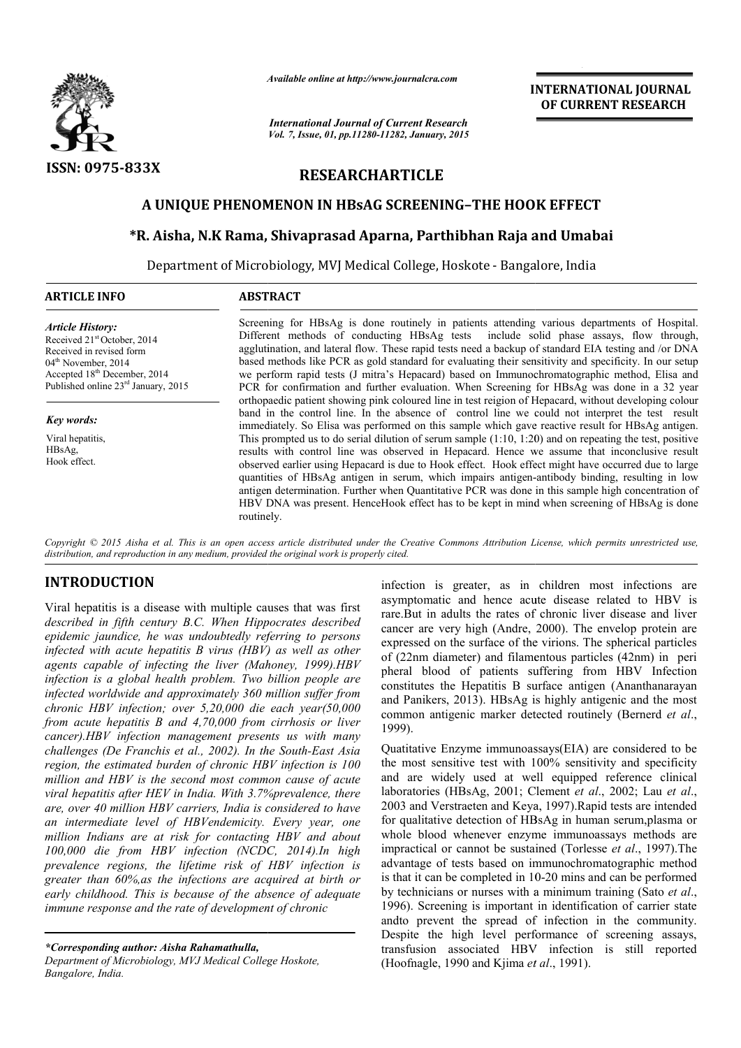ISSN: 0975-833X

*Available online at http://www.journalcra.com*

*International Journal of Current Research*
*Vol. 7, Issue, 01, pp.11280-11282, January, 2015*

**INTERNATIONAL JOURNAL OF CURRENT RESEARCH**

## RESEARCHARTICLE

# A UNIQUE PHENOMENON IN HBsAG SCREENING–THE HOOK EFFECT

**\*R. Aisha, N.K Rama, Shivaprasad Aparna, Parthibhan Raja and Umabai**

Department of Microbiology, MVJ Medical College, Hoskote - Bangalore, India

### ARTICLE INFO

*Article History:*
Received 21st October, 2014
Received in revised form
04th November, 2014
Accepted 18th December, 2014
Published online 23rd January, 2015

*Key words:*
Viral hepatitis,
HBsAg,
Hook effect.

### ABSTRACT

Screening for HBsAg is done routinely in patients attending various departments of Hospital. Different methods of conducting HBsAg tests include solid phase assays, flow through, agglutination, and lateral flow. These rapid tests need a backup of standard EIA testing and /or DNA based methods like PCR as gold standard for evaluating their sensitivity and specificity. In our setup we perform rapid tests (J mitra's Hepacard) based on Immunochromatographic method, Elisa and PCR for confirmation and further evaluation. When Screening for HBsAg was done in a 32 year orthopaedic patient showing pink coloured line in test reigion of Hepacard, without developing colour band in the control line. In the absence of control line we could not interpret the test result immediately. So Elisa was performed on this sample which gave reactive result for HBsAg antigen. This prompted us to do serial dilution of serum sample (1:10, 1:20) and on repeating the test, positive results with control line was observed in Hepacard. Hence we assume that inconclusive result observed earlier using Hepacard is due to Hook effect. Hook effect might have occurred due to large quantities of HBsAg antigen in serum, which impairs antigen-antibody binding, resulting in low antigen determination. Further when Quantitative PCR was done in this sample high concentration of HBV DNA was present. HenceHook effect has to be kept in mind when screening of HBsAg is done routinely.

*Copyright © 2015 Aisha et al. This is an open access article distributed under the Creative Commons Attribution License, which permits unrestricted use, distribution, and reproduction in any medium, provided the original work is properly cited.*

## INTRODUCTION

Viral hepatitis is a disease with multiple causes that was first *described in fifth century B.C. When Hippocrates described epidemic jaundice, he was undoubtedly referring to persons infected with acute hepatitis B virus (HBV) as well as other agents capable of infecting the liver (Mahoney, 1999).HBV infection is a global health problem. Two billion people are infected worldwide and approximately 360 million suffer from chronic HBV infection; over 5,20,000 die each year(50,000 from acute hepatitis B and 4,70,000 from cirrhosis or liver cancer).HBV infection management presents us with many challenges (De Franchis et al., 2002). In the South-East Asia region, the estimated burden of chronic HBV infection is 100 million and HBV is the second most common cause of acute viral hepatitis after HEV in India. With 3.7%prevalence, there are, over 40 million HBV carriers, India is considered to have an intermediate level of HBVendemicity. Every year, one million Indians are at risk for contacting HBV and about 100,000 die from HBV infection (NCDC, 2014).In high prevalence regions, the lifetime risk of HBV infection is greater than 60%,as the infections are acquired at birth or early childhood. This is because of the absence of adequate immune response and the rate of development of chronic*

infection is greater, as in children most infections are asymptomatic and hence acute disease related to HBV is rare.But in adults the rates of chronic liver disease and liver cancer are very high (Andre, 2000). The envelop protein are expressed on the surface of the virions. The spherical particles of (22nm diameter) and filamentous particles (42nm) in peri pheral blood of patients suffering from HBV Infection constitutes the Hepatitis B surface antigen (Ananthanarayan and Panikers, 2013). HBsAg is highly antigenic and the most common antigenic marker detected routinely (Bernerd *et al*., 1999).

Quatitative Enzyme immunoassays(EIA) are considered to be the most sensitive test with 100% sensitivity and specificity and are widely used at well equipped reference clinical laboratories (HBsAg, 2001; Clement *et al*., 2002; Lau *et al*., 2003 and Verstraeten and Keya, 1997).Rapid tests are intended for qualitative detection of HBsAg in human serum,plasma or whole blood whenever enzyme immunoassays methods are impractical or cannot be sustained (Torlesse *et al*., 1997).The advantage of tests based on immunochromatographic method is that it can be completed in 10-20 mins and can be performed by technicians or nurses with a minimum training (Sato *et al*., 1996). Screening is important in identification of carrier state andto prevent the spread of infection in the community. Despite the high level performance of screening assays, transfusion associated HBV infection is still reported (Hoofnagle, 1990 and Kjima *et al*., 1991).

*\*Corresponding author: Aisha Rahamathulla,*
*Department of Microbiology, MVJ Medical College Hoskote, Bangalore, India.*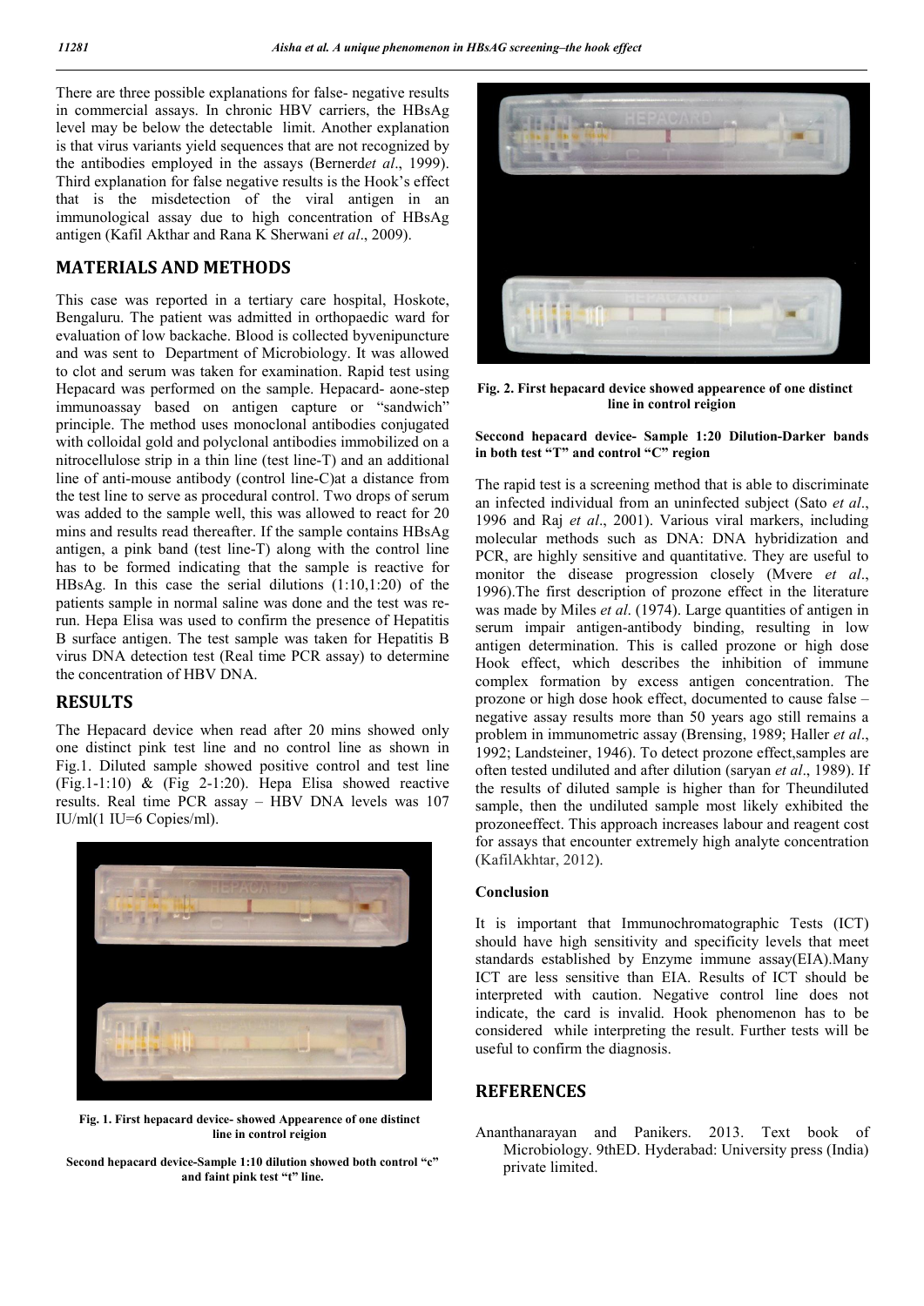There are three possible explanations for false- negative results in commercial assays. In chronic HBV carriers, the HBsAg level may be below the detectable limit. Another explanation is that virus variants yield sequences that are not recognized by the antibodies employed in the assays (Bernerd*et al*., 1999). Third explanation for false negative results is the Hook's effect that is the misdetection of the viral antigen in an immunological assay due to high concentration of HBsAg antigen (Kafil Akthar and Rana K Sherwani *et al*., 2009).

## MATERIALS AND METHODS

This case was reported in a tertiary care hospital, Hoskote, Bengaluru. The patient was admitted in orthopaedic ward for evaluation of low backache. Blood is collected byvenipuncture and was sent to Department of Microbiology. It was allowed to clot and serum was taken for examination. Rapid test using Hepacard was performed on the sample. Hepacard- aone-step immunoassay based on antigen capture or "sandwich" principle. The method uses monoclonal antibodies conjugated with colloidal gold and polyclonal antibodies immobilized on a nitrocellulose strip in a thin line (test line-T) and an additional line of anti-mouse antibody (control line-C)at a distance from the test line to serve as procedural control. Two drops of serum was added to the sample well, this was allowed to react for 20 mins and results read thereafter. If the sample contains HBsAg antigen, a pink band (test line-T) along with the control line has to be formed indicating that the sample is reactive for HBsAg. In this case the serial dilutions (1:10,1:20) of the patients sample in normal saline was done and the test was re-run. Hepa Elisa was used to confirm the presence of Hepatitis B surface antigen. The test sample was taken for Hepatitis B virus DNA detection test (Real time PCR assay) to determine the concentration of HBV DNA.

## RESULTS

The Hepacard device when read after 20 mins showed only one distinct pink test line and no control line as shown in Fig.1. Diluted sample showed positive control and test line (Fig.1-1:10) & (Fig 2-1:20). Hepa Elisa showed reactive results. Real time PCR assay – HBV DNA levels was 107 IU/ml(1 IU=6 Copies/ml).

**Fig. 1. First hepacard device- showed Appearence of one distinct line in control reigion**

**Second hepacard device-Sample 1:10 dilution showed both control "c" and faint pink test "t" line.**

**Fig. 2. First hepacard device showed appearence of one distinct line in control reigion**

**Seccond hepacard device- Sample 1:20 Dilution-Darker bands in both test "T" and control "C" region**

The rapid test is a screening method that is able to discriminate an infected individual from an uninfected subject (Sato *et al*., 1996 and Raj *et al*., 2001). Various viral markers, including molecular methods such as DNA: DNA hybridization and PCR, are highly sensitive and quantitative. They are useful to monitor the disease progression closely (Mvere *et al*., 1996).The first description of prozone effect in the literature was made by Miles *et al*. (1974). Large quantities of antigen in serum impair antigen-antibody binding, resulting in low antigen determination. This is called prozone or high dose Hook effect, which describes the inhibition of immune complex formation by excess antigen concentration. The prozone or high dose hook effect, documented to cause false – negative assay results more than 50 years ago still remains a problem in immunometric assay (Brensing, 1989; Haller *et al*., 1992; Landsteiner, 1946). To detect prozone effect,samples are often tested undiluted and after dilution (saryan *et al*., 1989). If the results of diluted sample is higher than for Theundiluted sample, then the undiluted sample most likely exhibited the prozoneeffect. This approach increases labour and reagent cost for assays that encounter extremely high analyte concentration (KafilAkhtar, 2012).

### Conclusion

It is important that Immunochromatographic Tests (ICT) should have high sensitivity and specificity levels that meet standards established by Enzyme immune assay(EIA).Many ICT are less sensitive than EIA. Results of ICT should be interpreted with caution. Negative control line does not indicate, the card is invalid. Hook phenomenon has to be considered while interpreting the result. Further tests will be useful to confirm the diagnosis.

## REFERENCES

Ananthanarayan and Panikers. 2013. Text book of Microbiology. 9thED. Hyderabad: University press (India) private limited.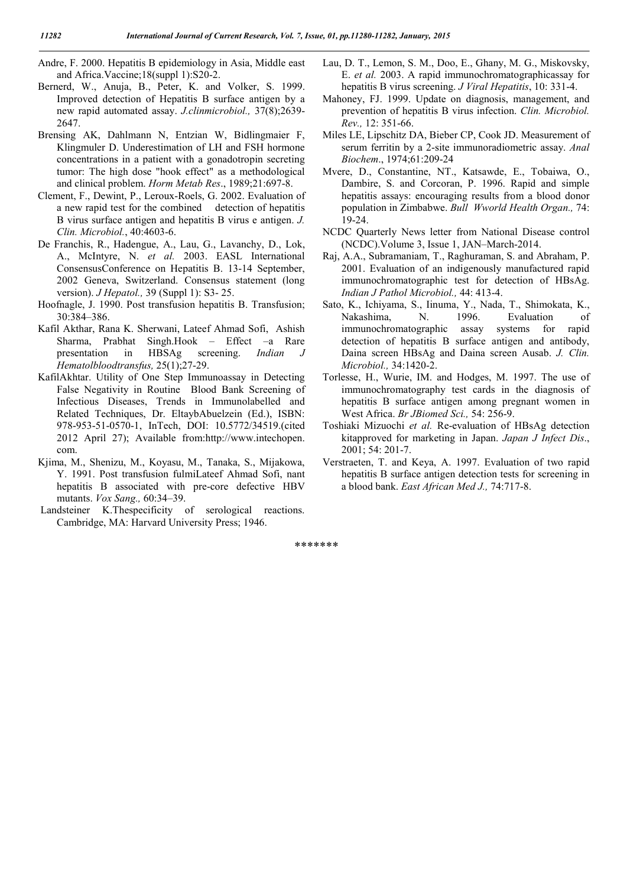Andre, F. 2000. Hepatitis B epidemiology in Asia, Middle east and Africa.Vaccine;18(suppl 1):S20-2.

Bernerd, W., Anuja, B., Peter, K. and Volker, S. 1999. Improved detection of Hepatitis B surface antigen by a new rapid automated assay. *J.clinmicrobiol.,* 37(8);2639-2647.

Brensing AK, Dahlmann N, Entzian W, Bidlingmaier F, Klingmuler D. Underestimation of LH and FSH hormone concentrations in a patient with a gonadotropin secreting tumor: The high dose "hook effect" as a methodological and clinical problem. *Horm Metab Res*., 1989;21:697-8.

Clement, F., Dewint, P., Leroux-Roels, G. 2002. Evaluation of a new rapid test for the combined detection of hepatitis B virus surface antigen and hepatitis B virus e antigen. *J. Clin. Microbiol.*, 40:4603-6.

De Franchis, R., Hadengue, A., Lau, G., Lavanchy, D., Lok, A., McIntyre, N. *et al.* 2003. EASL International ConsensusConference on Hepatitis B. 13-14 September, 2002 Geneva, Switzerland. Consensus statement (long version). *J Hepatol.,* 39 (Suppl 1): S3- 25.

Hoofnagle, J. 1990. Post transfusion hepatitis B. Transfusion; 30:384–386.

Kafil Akthar, Rana K. Sherwani, Lateef Ahmad Sofi, Ashish Sharma, Prabhat Singh.Hook – Effect –a Rare presentation in HBSAg screening. *Indian J Hematolbloodtransfus,* 25(1);27-29.

KafilAkhtar. Utility of One Step Immunoassay in Detecting False Negativity in Routine Blood Bank Screening of Infectious Diseases, Trends in Immunolabelled and Related Techniques, Dr. EltaybAbuelzein (Ed.), ISBN: 978-953-51-0570-1, InTech, DOI: 10.5772/34519.(cited 2012 April 27); Available from:http://www.intechopen.com.

Kjima, M., Shenizu, M., Koyasu, M., Tanaka, S., Mijakowa, Y. 1991. Post transfusion fulmiLateef Ahmad Sofi, nant hepatitis B associated with pre-core defective HBV mutants. *Vox Sang.,* 60:34–39.

Landsteiner K.Thespecificity of serological reactions. Cambridge, MA: Harvard University Press; 1946.

Lau, D. T., Lemon, S. M., Doo, E., Ghany, M. G., Miskovsky, E. *et al.* 2003. A rapid immunochromatographicassay for hepatitis B virus screening. *J Viral Hepatitis*, 10: 331-4.

Mahoney, FJ. 1999. Update on diagnosis, management, and prevention of hepatitis B virus infection. *Clin. Microbiol. Rev.,* 12: 351-66.

Miles LE, Lipschitz DA, Bieber CP, Cook JD. Measurement of serum ferritin by a 2-site immunoradiometric assay. *Anal Biochem*., 1974;61:209-24

Mvere, D., Constantine, NT., Katsawde, E., Tobaiwa, O., Dambire, S. and Corcoran, P. 1996. Rapid and simple hepatitis assays: encouraging results from a blood donor population in Zimbabwe. *Bull Wworld Health Organ.,* 74: 19-24.

NCDC Quarterly News letter from National Disease control (NCDC).Volume 3, Issue 1, JAN–March-2014.

Raj, A.A., Subramaniam, T., Raghuraman, S. and Abraham, P. 2001. Evaluation of an indigenously manufactured rapid immunochromatographic test for detection of HBsAg. *Indian J Pathol Microbiol.,* 44: 413-4.

Sato, K., Ichiyama, S., Iinuma, Y., Nada, T., Shimokata, K., Nakashima, N. 1996. Evaluation of immunochromatographic assay systems for rapid detection of hepatitis B surface antigen and antibody, Daina screen HBsAg and Daina screen Ausab. *J. Clin. Microbiol.,* 34:1420-2.

Torlesse, H., Wurie, IM. and Hodges, M. 1997. The use of immunochromatography test cards in the diagnosis of hepatitis B surface antigen among pregnant women in West Africa. *Br JBiomed Sci.,* 54: 256-9.

Toshiaki Mizuochi *et al.* Re-evaluation of HBsAg detection kitapproved for marketing in Japan. *Japan J Infect Dis*., 2001; 54: 201-7.

Verstraeten, T. and Keya, A. 1997. Evaluation of two rapid hepatitis B surface antigen detection tests for screening in a blood bank. *East African Med J.,* 74:717-8.

\*\*\*\*\*\*\*